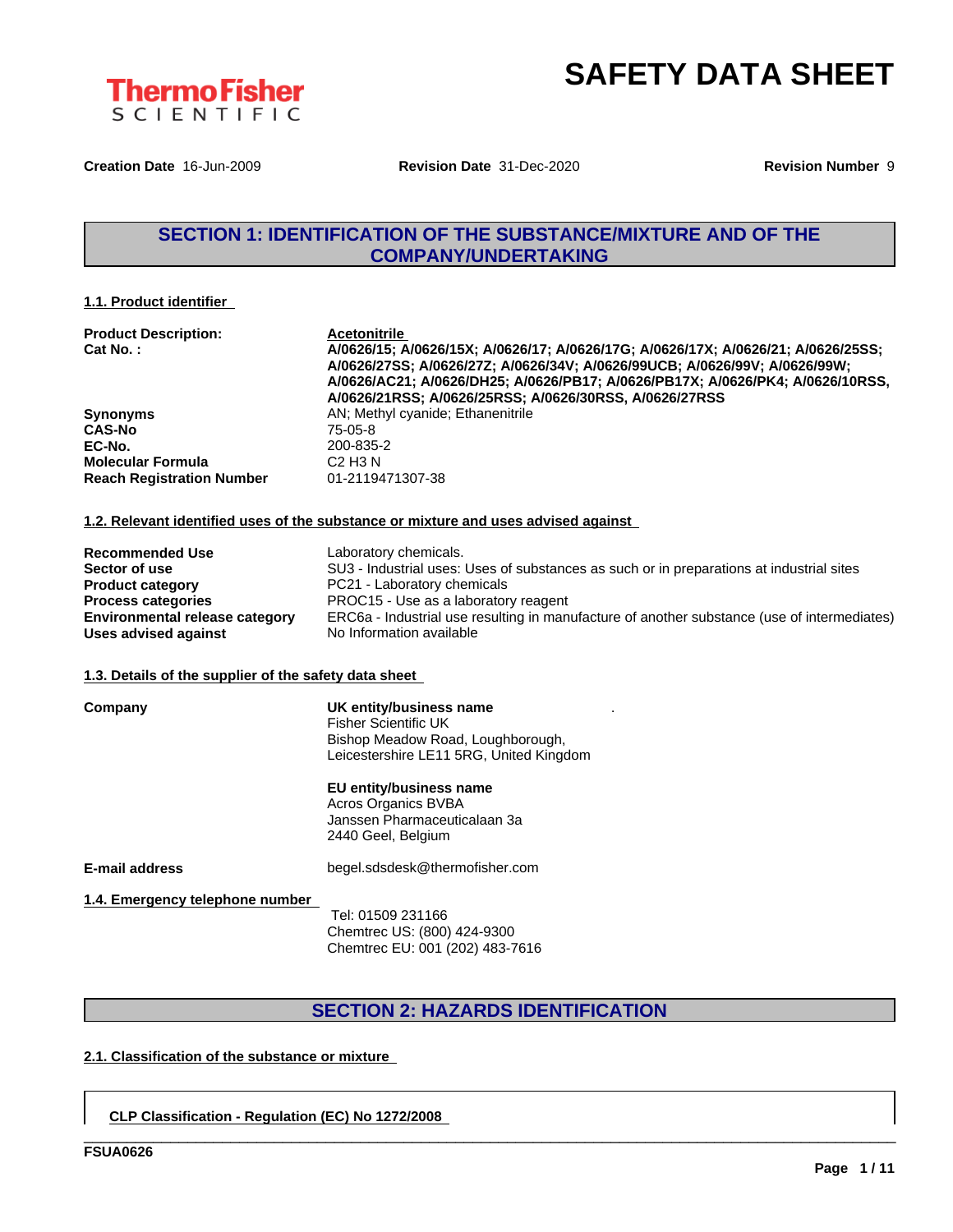ThermoFisher SCIENTIFIC

# SAFETY DATA SHEET

**Creation Date** 16-Jun-2009 **Revision Date** 31-Dec-2020 **Revision Number** 9

## SECTION 1: IDENTIFICATION OF THE SUBSTANCE/MIXTURE AND OF THE COMPANY/UNDERTAKING

### 1.1. Product identifier

| | |
|---|---|
| **Product Description:** | **Acetonitrile** |
| **Cat No. :** | **A/0626/15; A/0626/15X; A/0626/17; A/0626/17G; A/0626/17X; A/0626/21; A/0626/25SS; A/0626/27SS; A/0626/27Z; A/0626/34V; A/0626/99UCB; A/0626/99V; A/0626/99W; A/0626/AC21; A/0626/DH25; A/0626/PB17; A/0626/PB17X; A/0626/PK4; A/0626/10RSS, A/0626/21RSS; A/0626/25RSS; A/0626/30RSS, A/0626/27RSS** |
| **Synonyms** | AN; Methyl cyanide; Ethanenitrile |
| **CAS-No** | 75-05-8 |
| **EC-No.** | 200-835-2 |
| **Molecular Formula** | C2 H3 N |
| **Reach Registration Number** | 01-2119471307-38 |

### 1.2. Relevant identified uses of the substance or mixture and uses advised against

| | |
|---|---|
| **Recommended Use** | Laboratory chemicals. |
| **Sector of use** | SU3 - Industrial uses: Uses of substances as such or in preparations at industrial sites |
| **Product category** | PC21 - Laboratory chemicals |
| **Process categories** | PROC15 - Use as a laboratory reagent |
| **Environmental release category** | ERC6a - Industrial use resulting in manufacture of another substance (use of intermediates) |
| **Uses advised against** | No Information available |

### 1.3. Details of the supplier of the safety data sheet

**Company**

**UK entity/business name**
Fisher Scientific UK
Bishop Meadow Road, Loughborough,
Leicestershire LE11 5RG, United Kingdom

**EU entity/business name**
Acros Organics BVBA
Janssen Pharmaceuticalaan 3a
2440 Geel, Belgium

**E-mail address** begel.sdsdesk@thermofisher.com

### 1.4. Emergency telephone number

Tel: 01509 231166
Chemtrec US: (800) 424-9300
Chemtrec EU: 001 (202) 483-7616

## SECTION 2: HAZARDS IDENTIFICATION

### 2.1. Classification of the substance or mixture

**CLP Classification - Regulation (EC) No 1272/2008**

FSUA0626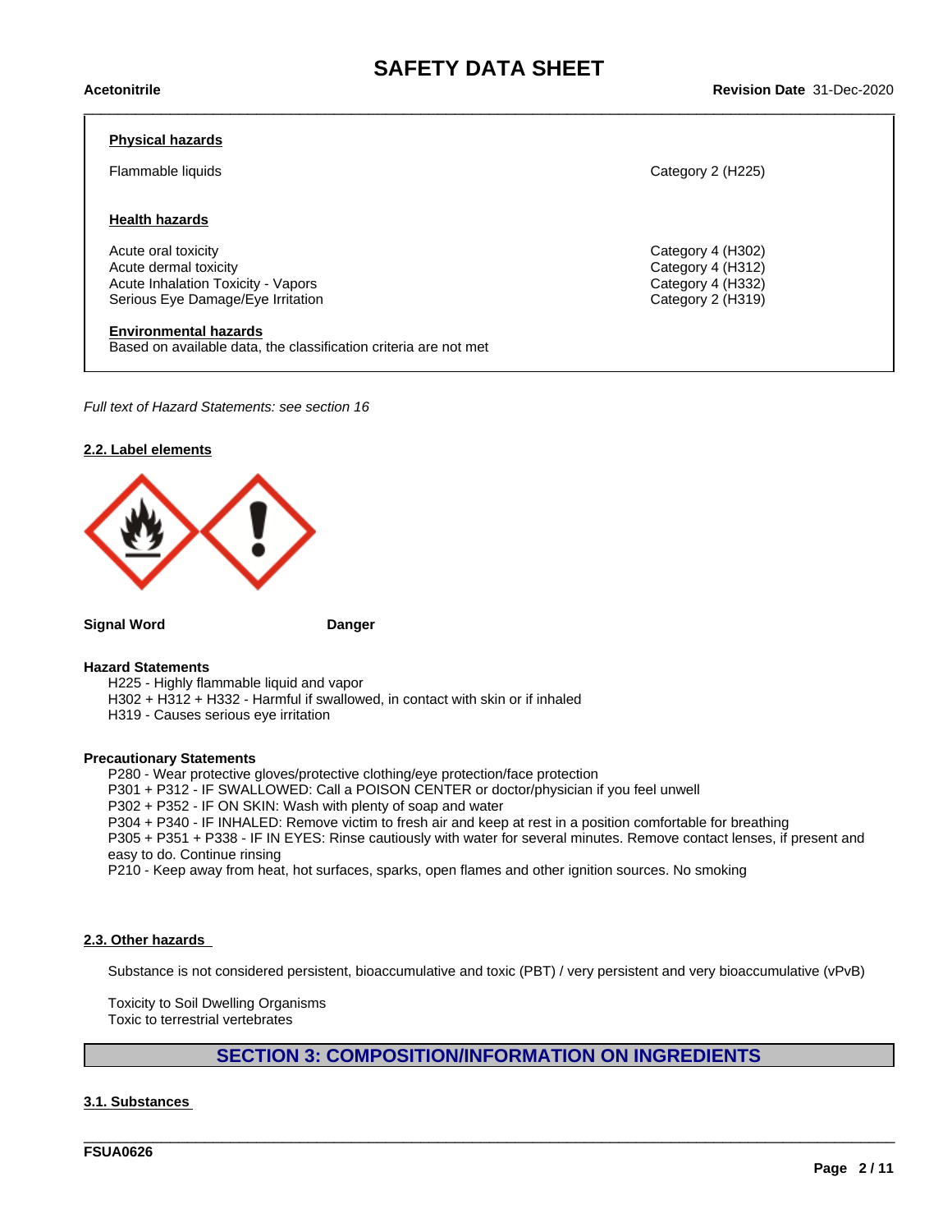**Physical hazards**

| | |
|---|---|
| Flammable liquids | Category 2 (H225) |

**Health hazards**

| | |
|---|---|
| Acute oral toxicity | Category 4 (H302) |
| Acute dermal toxicity | Category 4 (H312) |
| Acute Inhalation Toxicity - Vapors | Category 4 (H332) |
| Serious Eye Damage/Eye Irritation | Category 2 (H319) |

**Environmental hazards**
Based on available data, the classification criteria are not met

*Full text of Hazard Statements: see section 16*

### 2.2. Label elements

**Signal Word** **Danger**

**Hazard Statements**

H225 - Highly flammable liquid and vapor
H302 + H312 + H332 - Harmful if swallowed, in contact with skin or if inhaled
H319 - Causes serious eye irritation

**Precautionary Statements**

P280 - Wear protective gloves/protective clothing/eye protection/face protection
P301 + P312 - IF SWALLOWED: Call a POISON CENTER or doctor/physician if you feel unwell
P302 + P352 - IF ON SKIN: Wash with plenty of soap and water
P304 + P340 - IF INHALED: Remove victim to fresh air and keep at rest in a position comfortable for breathing
P305 + P351 + P338 - IF IN EYES: Rinse cautiously with water for several minutes. Remove contact lenses, if present and easy to do. Continue rinsing
P210 - Keep away from heat, hot surfaces, sparks, open flames and other ignition sources. No smoking

### 2.3. Other hazards

Substance is not considered persistent, bioaccumulative and toxic (PBT) / very persistent and very bioaccumulative (vPvB)

Toxicity to Soil Dwelling Organisms
Toxic to terrestrial vertebrates

## SECTION 3: COMPOSITION/INFORMATION ON INGREDIENTS

### 3.1. Substances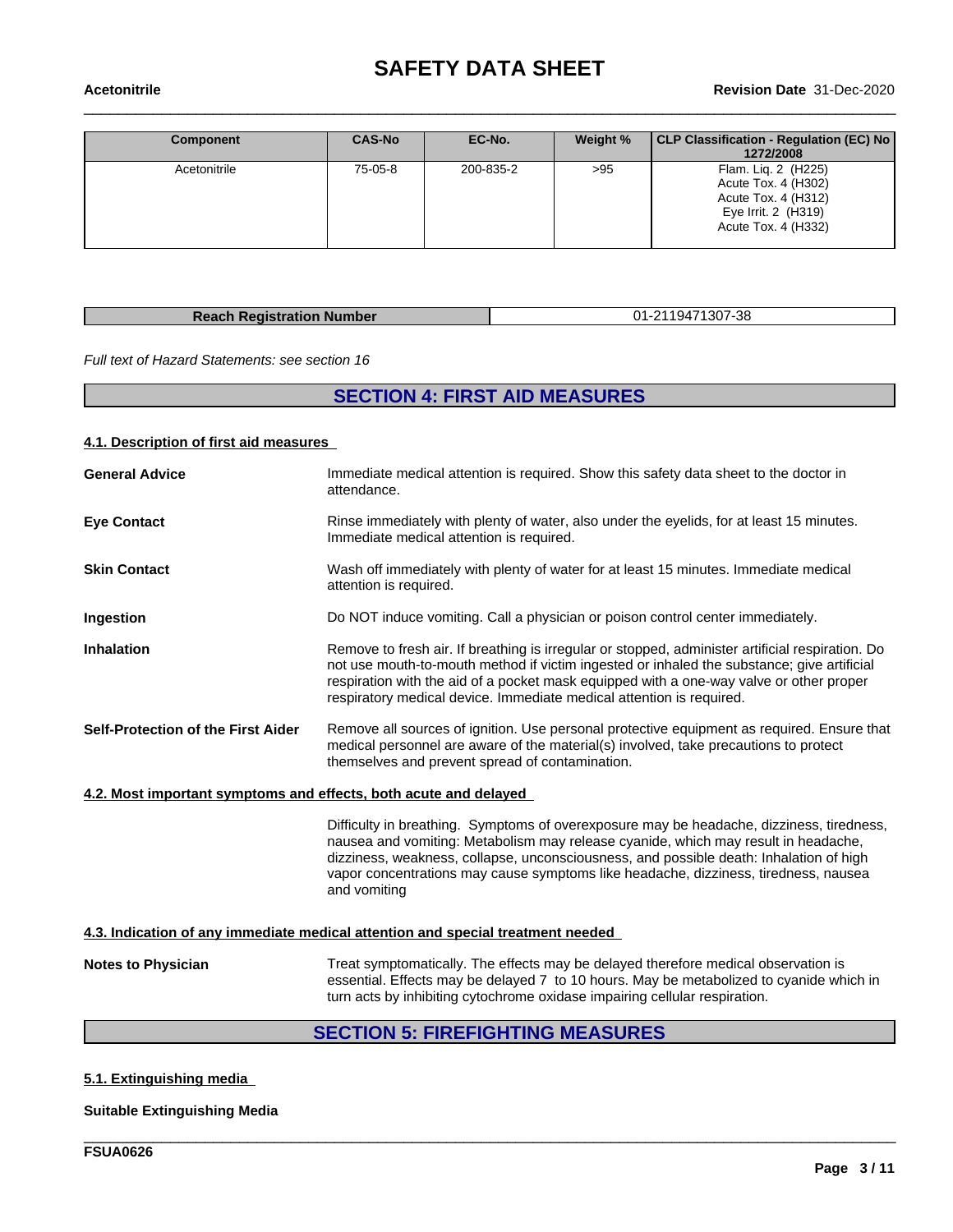| Component | CAS-No | EC-No. | Weight % | CLP Classification - Regulation (EC) No 1272/2008 |
|---|---|---|---|---|
| Acetonitrile | 75-05-8 | 200-835-2 | >95 | Flam. Liq. 2 (H225)<br>Acute Tox. 4 (H302)<br>Acute Tox. 4 (H312)<br>Eye Irrit. 2 (H319)<br>Acute Tox. 4 (H332) |

| Reach Registration Number | 01-2119471307-38 |
|---|---|

*Full text of Hazard Statements: see section 16*

## SECTION 4: FIRST AID MEASURES

### 4.1. Description of first aid measures

**General Advice**
Immediate medical attention is required. Show this safety data sheet to the doctor in attendance.

**Eye Contact**
Rinse immediately with plenty of water, also under the eyelids, for at least 15 minutes. Immediate medical attention is required.

**Skin Contact**
Wash off immediately with plenty of water for at least 15 minutes. Immediate medical attention is required.

**Ingestion**
Do NOT induce vomiting. Call a physician or poison control center immediately.

**Inhalation**
Remove to fresh air. If breathing is irregular or stopped, administer artificial respiration. Do not use mouth-to-mouth method if victim ingested or inhaled the substance; give artificial respiration with the aid of a pocket mask equipped with a one-way valve or other proper respiratory medical device. Immediate medical attention is required.

**Self-Protection of the First Aider**
Remove all sources of ignition. Use personal protective equipment as required. Ensure that medical personnel are aware of the material(s) involved, take precautions to protect themselves and prevent spread of contamination.

### 4.2. Most important symptoms and effects, both acute and delayed

Difficulty in breathing. Symptoms of overexposure may be headache, dizziness, tiredness, nausea and vomiting: Metabolism may release cyanide, which may result in headache, dizziness, weakness, collapse, unconsciousness, and possible death: Inhalation of high vapor concentrations may cause symptoms like headache, dizziness, tiredness, nausea and vomiting

### 4.3. Indication of any immediate medical attention and special treatment needed

**Notes to Physician**
Treat symptomatically. The effects may be delayed therefore medical observation is essential. Effects may be delayed 7 to 10 hours. May be metabolized to cyanide which in turn acts by inhibiting cytochrome oxidase impairing cellular respiration.

## SECTION 5: FIREFIGHTING MEASURES

### 5.1. Extinguishing media

**Suitable Extinguishing Media**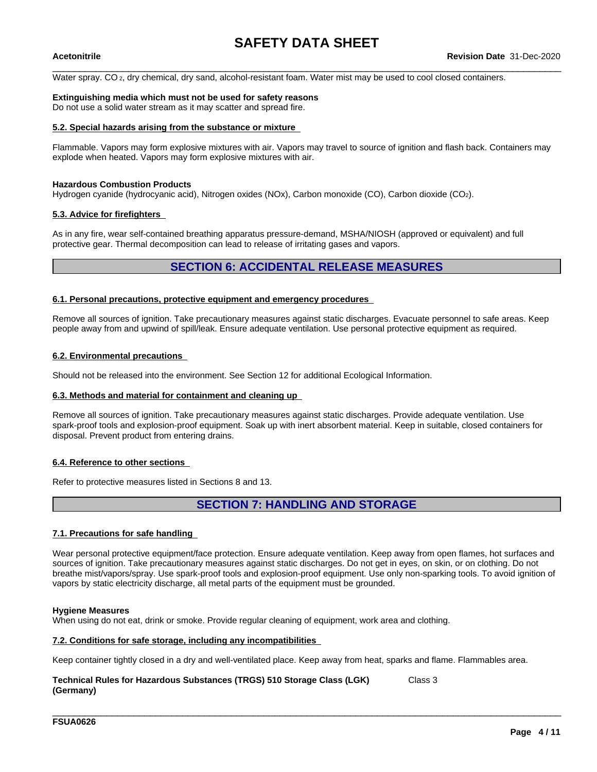Water spray. $CO_2$, dry chemical, dry sand, alcohol-resistant foam. Water mist may be used to cool closed containers.

**Extinguishing media which must not be used for safety reasons**
Do not use a solid water stream as it may scatter and spread fire.

**5.2. Special hazards arising from the substance or mixture**

Flammable. Vapors may form explosive mixtures with air. Vapors may travel to source of ignition and flash back. Containers may explode when heated. Vapors may form explosive mixtures with air.

**Hazardous Combustion Products**
Hydrogen cyanide (hydrocyanic acid), Nitrogen oxides (NOx), Carbon monoxide (CO), Carbon dioxide ($CO_2$).

**5.3. Advice for firefighters**

As in any fire, wear self-contained breathing apparatus pressure-demand, MSHA/NIOSH (approved or equivalent) and full protective gear. Thermal decomposition can lead to release of irritating gases and vapors.

## SECTION 6: ACCIDENTAL RELEASE MEASURES

**6.1. Personal precautions, protective equipment and emergency procedures**

Remove all sources of ignition. Take precautionary measures against static discharges. Evacuate personnel to safe areas. Keep people away from and upwind of spill/leak. Ensure adequate ventilation. Use personal protective equipment as required.

**6.2. Environmental precautions**

Should not be released into the environment. See Section 12 for additional Ecological Information.

**6.3. Methods and material for containment and cleaning up**

Remove all sources of ignition. Take precautionary measures against static discharges. Provide adequate ventilation. Use spark-proof tools and explosion-proof equipment. Soak up with inert absorbent material. Keep in suitable, closed containers for disposal. Prevent product from entering drains.

**6.4. Reference to other sections**

Refer to protective measures listed in Sections 8 and 13.

## SECTION 7: HANDLING AND STORAGE

**7.1. Precautions for safe handling**

Wear personal protective equipment/face protection. Ensure adequate ventilation. Keep away from open flames, hot surfaces and sources of ignition. Take precautionary measures against static discharges. Do not get in eyes, on skin, or on clothing. Do not breathe mist/vapors/spray. Use spark-proof tools and explosion-proof equipment. Use only non-sparking tools. To avoid ignition of vapors by static electricity discharge, all metal parts of the equipment must be grounded.

**Hygiene Measures**
When using do not eat, drink or smoke. Provide regular cleaning of equipment, work area and clothing.

**7.2. Conditions for safe storage, including any incompatibilities**

Keep container tightly closed in a dry and well-ventilated place. Keep away from heat, sparks and flame. Flammables area.

**Technical Rules for Hazardous Substances (TRGS) 510 Storage Class (LGK) (Germany)** Class 3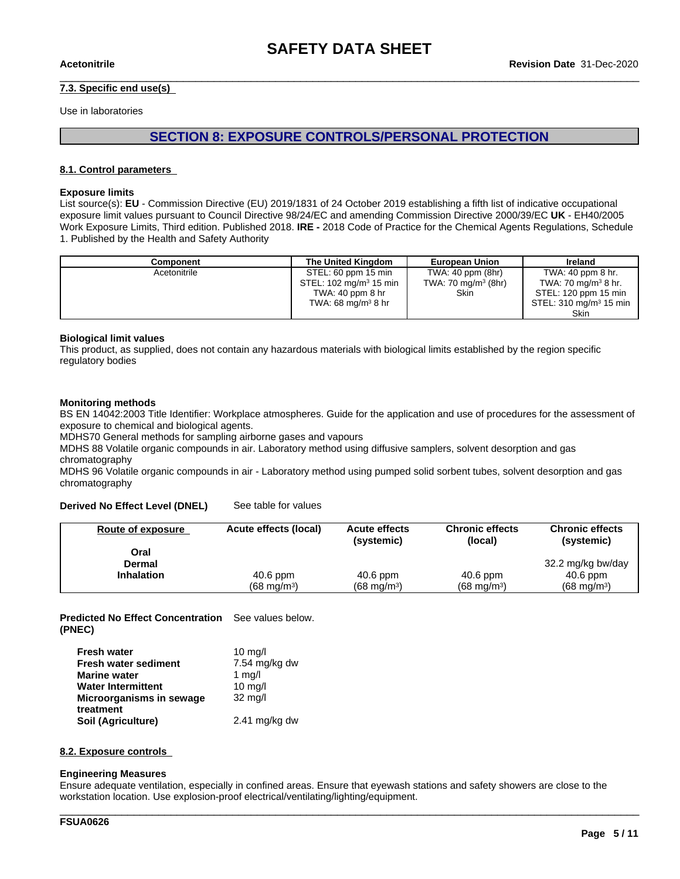### 7.3. Specific end use(s)

Use in laboratories

## SECTION 8: EXPOSURE CONTROLS/PERSONAL PROTECTION

### 8.1. Control parameters

**Exposure limits**

List source(s): **EU** - Commission Directive (EU) 2019/1831 of 24 October 2019 establishing a fifth list of indicative occupational exposure limit values pursuant to Council Directive 98/24/EC and amending Commission Directive 2000/39/EC **UK** - EH40/2005 Work Exposure Limits, Third edition. Published 2018. **IRE -** 2018 Code of Practice for the Chemical Agents Regulations, Schedule 1. Published by the Health and Safety Authority

| Component | The United Kingdom | European Union | Ireland |
|---|---|---|---|
| Acetonitrile | STEL: 60 ppm 15 min<br>STEL: 102 mg/m³ 15 min<br>TWA: 40 ppm 8 hr<br>TWA: 68 mg/m³ 8 hr | TWA: 40 ppm (8hr)<br>TWA: 70 mg/m³ (8hr)<br>Skin | TWA: 40 ppm 8 hr.<br>TWA: 70 mg/m³ 8 hr.<br>STEL: 120 ppm 15 min<br>STEL: 310 mg/m³ 15 min<br>Skin |

**Biological limit values**

This product, as supplied, does not contain any hazardous materials with biological limits established by the region specific regulatory bodies

**Monitoring methods**

BS EN 14042:2003 Title Identifier: Workplace atmospheres. Guide for the application and use of procedures for the assessment of exposure to chemical and biological agents.

MDHS70 General methods for sampling airborne gases and vapours

MDHS 88 Volatile organic compounds in air. Laboratory method using diffusive samplers, solvent desorption and gas chromatography

MDHS 96 Volatile organic compounds in air - Laboratory method using pumped solid sorbent tubes, solvent desorption and gas chromatography

**Derived No Effect Level (DNEL)** See table for values

| Route of exposure | Acute effects (local) | Acute effects (systemic) | Chronic effects (local) | Chronic effects (systemic) |
|---|---|---|---|---|
| **Oral** | | | | |
| **Dermal** | | | | 32.2 mg/kg bw/day |
| **Inhalation** | 40.6 ppm<br>(68 mg/m³) | 40.6 ppm<br>(68 mg/m³) | 40.6 ppm<br>(68 mg/m³) | 40.6 ppm<br>(68 mg/m³) |

**Predicted No Effect Concentration (PNEC)** See values below.

| | |
|---|---|
| **Fresh water** | 10 mg/l |
| **Fresh water sediment** | 7.54 mg/kg dw |
| **Marine water** | 1 mg/l |
| **Water Intermittent** | 10 mg/l |
| **Microorganisms in sewage treatment** | 32 mg/l |
| **Soil (Agriculture)** | 2.41 mg/kg dw |

### 8.2. Exposure controls

**Engineering Measures**

Ensure adequate ventilation, especially in confined areas. Ensure that eyewash stations and safety showers are close to the workstation location. Use explosion-proof electrical/ventilating/lighting/equipment.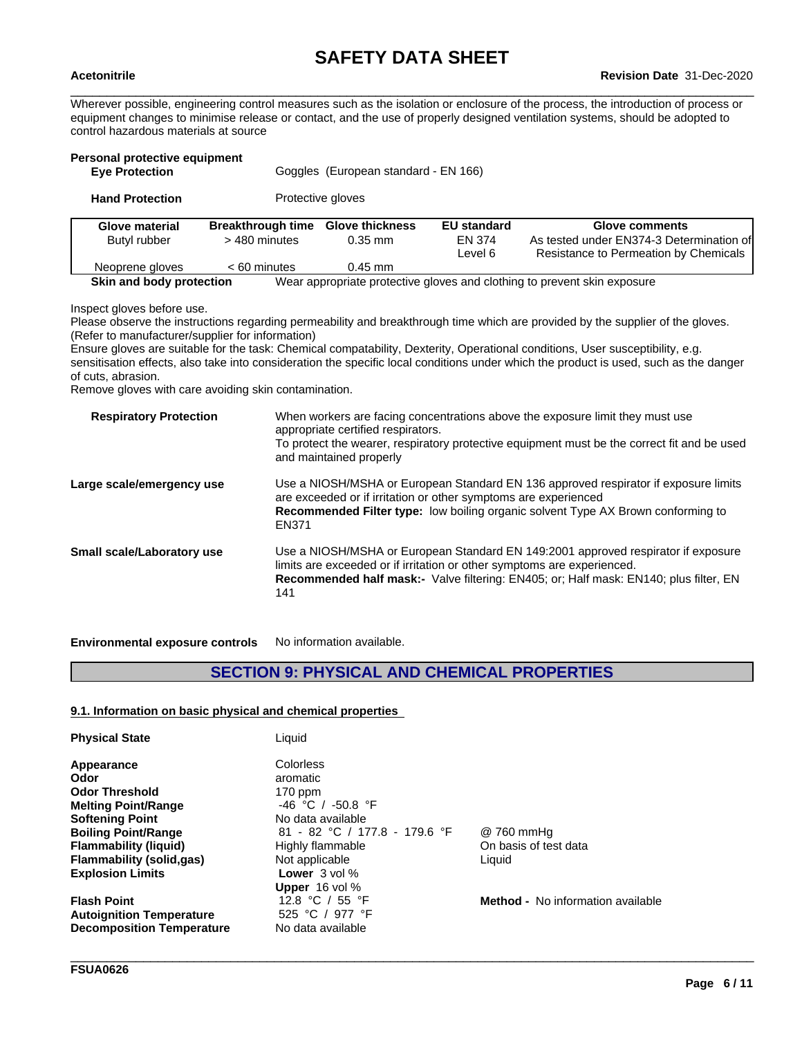Wherever possible, engineering control measures such as the isolation or enclosure of the process, the introduction of process or equipment changes to minimise release or contact, and the use of properly designed ventilation systems, should be adopted to control hazardous materials at source

**Personal protective equipment**

**Eye Protection** Goggles (European standard - EN 166)

**Hand Protection** Protective gloves

| Glove material | Breakthrough time | Glove thickness | EU standard | Glove comments |
|---|---|---|---|---|
| Butyl rubber | > 480 minutes | 0.35 mm | EN 374 Level 6 | As tested under EN374-3 Determination of Resistance to Permeation by Chemicals |
| Neoprene gloves | < 60 minutes | 0.45 mm | | |

**Skin and body protection** Wear appropriate protective gloves and clothing to prevent skin exposure

Inspect gloves before use.
Please observe the instructions regarding permeability and breakthrough time which are provided by the supplier of the gloves. (Refer to manufacturer/supplier for information)
Ensure gloves are suitable for the task: Chemical compatability, Dexterity, Operational conditions, User susceptibility, e.g. sensitisation effects, also take into consideration the specific local conditions under which the product is used, such as the danger of cuts, abrasion.
Remove gloves with care avoiding skin contamination.

**Respiratory Protection** When workers are facing concentrations above the exposure limit they must use appropriate certified respirators.
To protect the wearer, respiratory protective equipment must be the correct fit and be used and maintained properly

**Large scale/emergency use** Use a NIOSH/MSHA or European Standard EN 136 approved respirator if exposure limits are exceeded or if irritation or other symptoms are experienced
**Recommended Filter type:** low boiling organic solvent Type AX Brown conforming to EN371

**Small scale/Laboratory use** Use a NIOSH/MSHA or European Standard EN 149:2001 approved respirator if exposure limits are exceeded or if irritation or other symptoms are experienced.
**Recommended half mask:-** Valve filtering: EN405; or; Half mask: EN140; plus filter, EN 141

**Environmental exposure controls** No information available.

## SECTION 9: PHYSICAL AND CHEMICAL PROPERTIES

### 9.1. Information on basic physical and chemical properties

| | | |
|---|---|---|
| **Physical State** | Liquid | |
| **Appearance** | Colorless | |
| **Odor** | aromatic | |
| **Odor Threshold** | 170 ppm | |
| **Melting Point/Range** | -46 °C / -50.8 °F | |
| **Softening Point** | No data available | |
| **Boiling Point/Range** | 81 - 82 °C / 177.8 - 179.6 °F | @ 760 mmHg |
| **Flammability (liquid)** | Highly flammable | On basis of test data |
| **Flammability (solid,gas)** | Not applicable | Liquid |
| **Explosion Limits** | **Lower** 3 vol % <br> **Upper** 16 vol % | |
| **Flash Point** | 12.8 °C / 55 °F | **Method -** No information available |
| **Autoignition Temperature** | 525 °C / 977 °F | |
| **Decomposition Temperature** | No data available | |

FSUA0626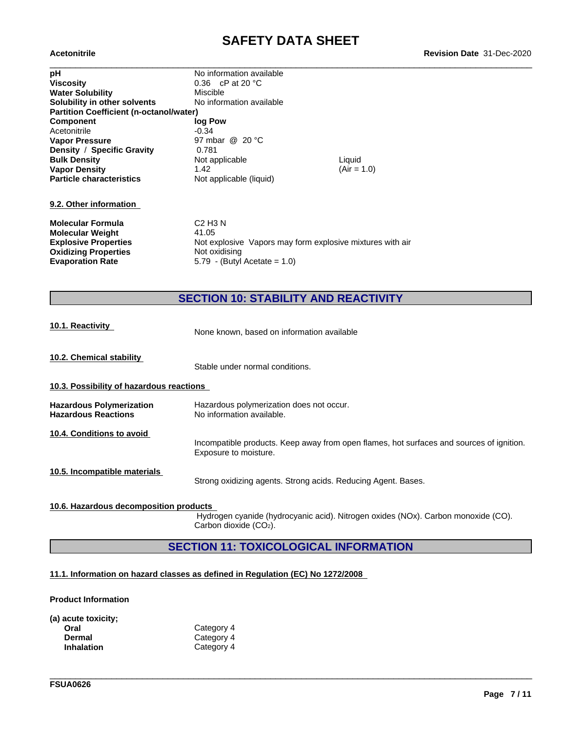| | | |
|---|---|---|
| **pH** | No information available | |
| **Viscosity** | 0.36 cP at 20 °C | |
| **Water Solubility** | Miscible | |
| **Solubility in other solvents** | No information available | |
| **Partition Coefficient (n-octanol/water)** | | |
| **Component** | **log Pow** | |
| Acetonitrile | -0.34 | |
| **Vapor Pressure** | 97 mbar @ 20 °C | |
| **Density / Specific Gravity** | 0.781 | |
| **Bulk Density** | Not applicable | Liquid |
| **Vapor Density** | 1.42 | (Air = 1.0) |
| **Particle characteristics** | Not applicable (liquid) | |

**9.2. Other information**

| | |
|---|---|
| **Molecular Formula** | C2 H3 N |
| **Molecular Weight** | 41.05 |
| **Explosive Properties** | Not explosive Vapors may form explosive mixtures with air |
| **Oxidizing Properties** | Not oxidising |
| **Evaporation Rate** | 5.79 - (Butyl Acetate = 1.0) |

## SECTION 10: STABILITY AND REACTIVITY

**10.1. Reactivity**

None known, based on information available

**10.2. Chemical stability**

Stable under normal conditions.

**10.3. Possibility of hazardous reactions**

| | |
|---|---|
| **Hazardous Polymerization** | Hazardous polymerization does not occur. |
| **Hazardous Reactions** | No information available. |

**10.4. Conditions to avoid**

Incompatible products. Keep away from open flames, hot surfaces and sources of ignition. Exposure to moisture.

**10.5. Incompatible materials**

Strong oxidizing agents. Strong acids. Reducing Agent. Bases.

**10.6. Hazardous decomposition products**

Hydrogen cyanide (hydrocyanic acid). Nitrogen oxides (NOx). Carbon monoxide (CO). Carbon dioxide ($CO_2$).

## SECTION 11: TOXICOLOGICAL INFORMATION

**11.1. Information on hazard classes as defined in Regulation (EC) No 1272/2008**

**Product Information**

**(a) acute toxicity;**

| | |
|---|---|
| **Oral** | Category 4 |
| **Dermal** | Category 4 |
| **Inhalation** | Category 4 |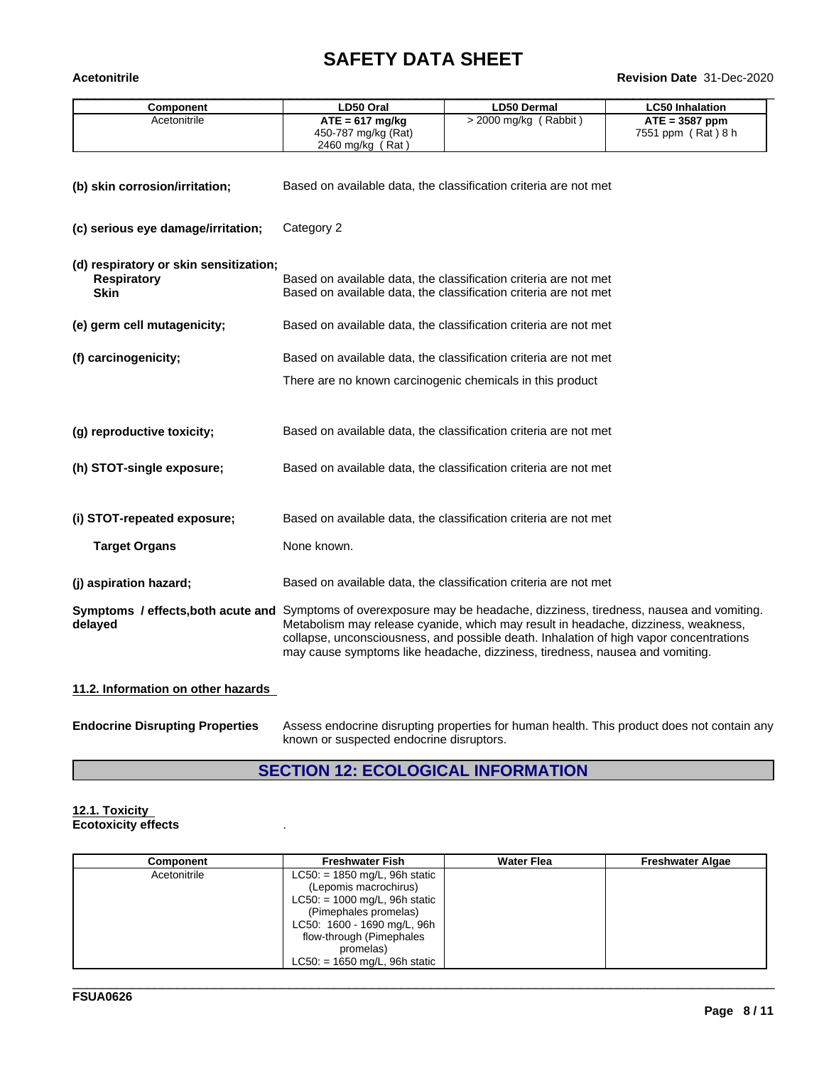| Component | LD50 Oral | LD50 Dermal | LC50 Inhalation |
| --- | --- | --- | --- |
| Acetonitrile | **ATE = 617 mg/kg**<br>450-787 mg/kg (Rat)<br>2460 mg/kg ( Rat ) | > 2000 mg/kg ( Rabbit ) | **ATE = 3587 ppm**<br>7551 ppm ( Rat ) 8 h |

**(b) skin corrosion/irritation;** Based on available data, the classification criteria are not met

**(c) serious eye damage/irritation;** Category 2

**(d) respiratory or skin sensitization;**

**Respiratory** Based on available data, the classification criteria are not met

**Skin** Based on available data, the classification criteria are not met

**(e) germ cell mutagenicity;** Based on available data, the classification criteria are not met

**(f) carcinogenicity;** Based on available data, the classification criteria are not met

There are no known carcinogenic chemicals in this product

**(g) reproductive toxicity;** Based on available data, the classification criteria are not met

**(h) STOT-single exposure;** Based on available data, the classification criteria are not met

**(i) STOT-repeated exposure;** Based on available data, the classification criteria are not met

**Target Organs** None known.

**(j) aspiration hazard;** Based on available data, the classification criteria are not met

**Symptoms / effects,both acute and delayed** Symptoms of overexposure may be headache, dizziness, tiredness, nausea and vomiting. Metabolism may release cyanide, which may result in headache, dizziness, weakness, collapse, unconsciousness, and possible death. Inhalation of high vapor concentrations may cause symptoms like headache, dizziness, tiredness, nausea and vomiting.

**11.2. Information on other hazards**

**Endocrine Disrupting Properties** Assess endocrine disrupting properties for human health. This product does not contain any known or suspected endocrine disruptors.

## SECTION 12: ECOLOGICAL INFORMATION

**12.1. Toxicity**

**Ecotoxicity effects** .

| Component | Freshwater Fish | Water Flea | Freshwater Algae |
| --- | --- | --- | --- |
| Acetonitrile | LC50: = 1850 mg/L, 96h static (Lepomis macrochirus)<br>LC50: = 1000 mg/L, 96h static (Pimephales promelas)<br>LC50: 1600 - 1690 mg/L, 96h flow-through (Pimephales promelas)<br>LC50: = 1650 mg/L, 96h static | | |

FSUA0626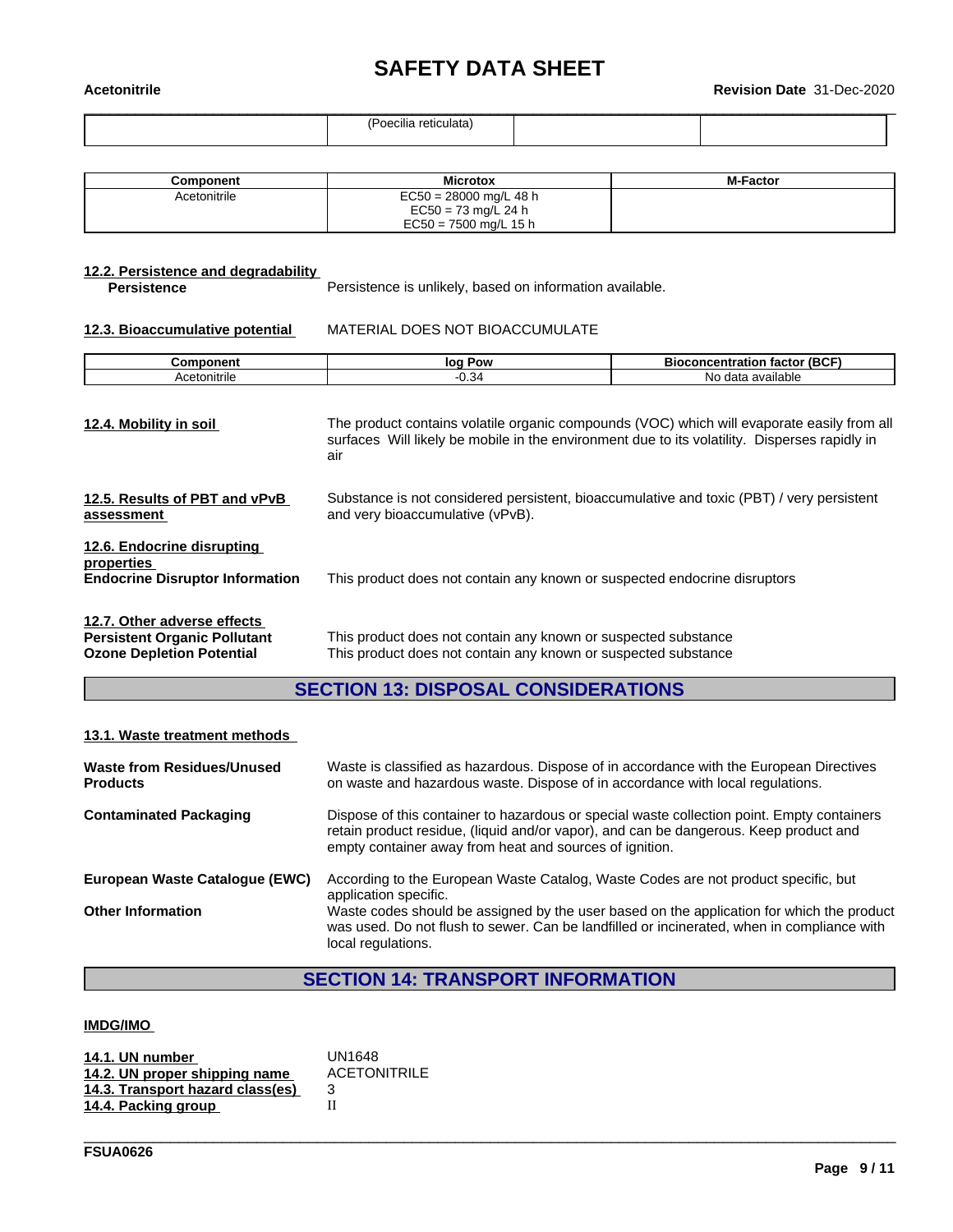| | (Poecilia reticulata) | | |
|---|---|---|---|

| Component | Microtox | M-Factor |
|---|---|---|
| Acetonitrile | EC50 = 28000 mg/L 48 h<br>EC50 = 73 mg/L 24 h<br>EC50 = 7500 mg/L 15 h | |

**12.2. Persistence and degradability**

**Persistence** Persistence is unlikely, based on information available.

**12.3. Bioaccumulative potential** MATERIAL DOES NOT BIOACCUMULATE

| Component | log Pow | Bioconcentration factor (BCF) |
|---|---|---|
| Acetonitrile | -0.34 | No data available |

**12.4. Mobility in soil** The product contains volatile organic compounds (VOC) which will evaporate easily from all surfaces Will likely be mobile in the environment due to its volatility. Disperses rapidly in air

**12.5. Results of PBT and vPvB assessment** Substance is not considered persistent, bioaccumulative and toxic (PBT) / very persistent and very bioaccumulative (vPvB).

**12.6. Endocrine disrupting properties**

**Endocrine Disruptor Information** This product does not contain any known or suspected endocrine disruptors

**12.7. Other adverse effects**

**Persistent Organic Pollutant** This product does not contain any known or suspected substance

**Ozone Depletion Potential** This product does not contain any known or suspected substance

## SECTION 13: DISPOSAL CONSIDERATIONS

**13.1. Waste treatment methods**

**Waste from Residues/Unused Products** Waste is classified as hazardous. Dispose of in accordance with the European Directives on waste and hazardous waste. Dispose of in accordance with local regulations.

**Contaminated Packaging** Dispose of this container to hazardous or special waste collection point. Empty containers retain product residue, (liquid and/or vapor), and can be dangerous. Keep product and empty container away from heat and sources of ignition.

**European Waste Catalogue (EWC)** According to the European Waste Catalog, Waste Codes are not product specific, but application specific.

**Other Information** Waste codes should be assigned by the user based on the application for which the product was used. Do not flush to sewer. Can be landfilled or incinerated, when in compliance with local regulations.

## SECTION 14: TRANSPORT INFORMATION

**IMDG/IMO**

**14.1. UN number** UN1648
**14.2. UN proper shipping name** ACETONITRILE
**14.3. Transport hazard class(es)** 3
**14.4. Packing group** II

FSUA0626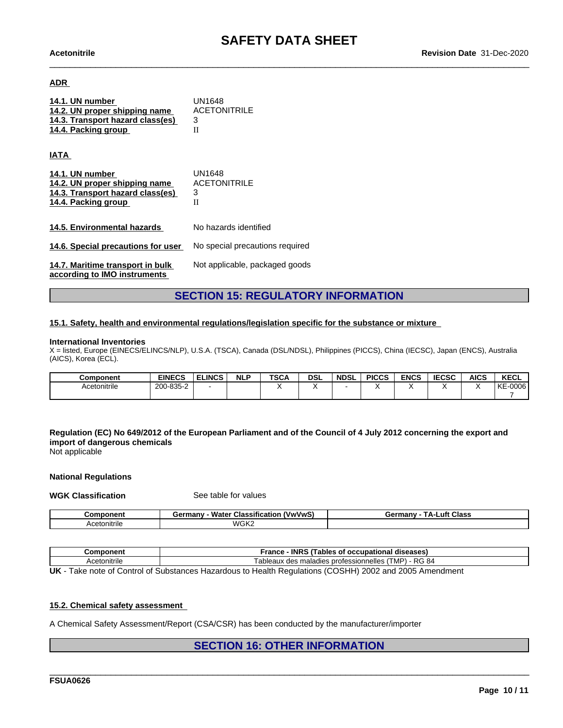**ADR**

| | |
|---|---|
| **14.1. UN number** | UN1648 |
| **14.2. UN proper shipping name** | ACETONITRILE |
| **14.3. Transport hazard class(es)** | 3 |
| **14.4. Packing group** | II |

**IATA**

| | |
|---|---|
| **14.1. UN number** | UN1648 |
| **14.2. UN proper shipping name** | ACETONITRILE |
| **14.3. Transport hazard class(es)** | 3 |
| **14.4. Packing group** | II |

| | |
|---|---|
| **14.5. Environmental hazards** | No hazards identified |
| **14.6. Special precautions for user** | No special precautions required |
| **14.7. Maritime transport in bulk according to IMO instruments** | Not applicable, packaged goods |

## SECTION 15: REGULATORY INFORMATION

**15.1. Safety, health and environmental regulations/legislation specific for the substance or mixture**

**International Inventories**

X = listed, Europe (EINECS/ELINCS/NLP), U.S.A. (TSCA), Canada (DSL/NDSL), Philippines (PICCS), China (IECSC), Japan (ENCS), Australia (AICS), Korea (ECL).

| Component | EINECS | ELINCS | NLP | TSCA | DSL | NDSL | PICCS | ENCS | IECSC | AICS | KECL |
|---|---|---|---|---|---|---|---|---|---|---|---|
| Acetonitrile | 200-835-2 | - | | X | X | - | X | X | X | X | KE-00067 |

**Regulation (EC) No 649/2012 of the European Parliament and of the Council of 4 July 2012 concerning the export and import of dangerous chemicals**

Not applicable

**National Regulations**

**WGK Classification** See table for values

| Component | Germany - Water Classification (VwVwS) | Germany - TA-Luft Class |
|---|---|---|
| Acetonitrile | WGK2 | |

| Component | France - INRS (Tables of occupational diseases) |
|---|---|
| Acetonitrile | Tableaux des maladies professionnelles (TMP) - RG 84 |

**UK** - Take note of Control of Substances Hazardous to Health Regulations (COSHH) 2002 and 2005 Amendment

**15.2. Chemical safety assessment**

A Chemical Safety Assessment/Report (CSA/CSR) has been conducted by the manufacturer/importer

## SECTION 16: OTHER INFORMATION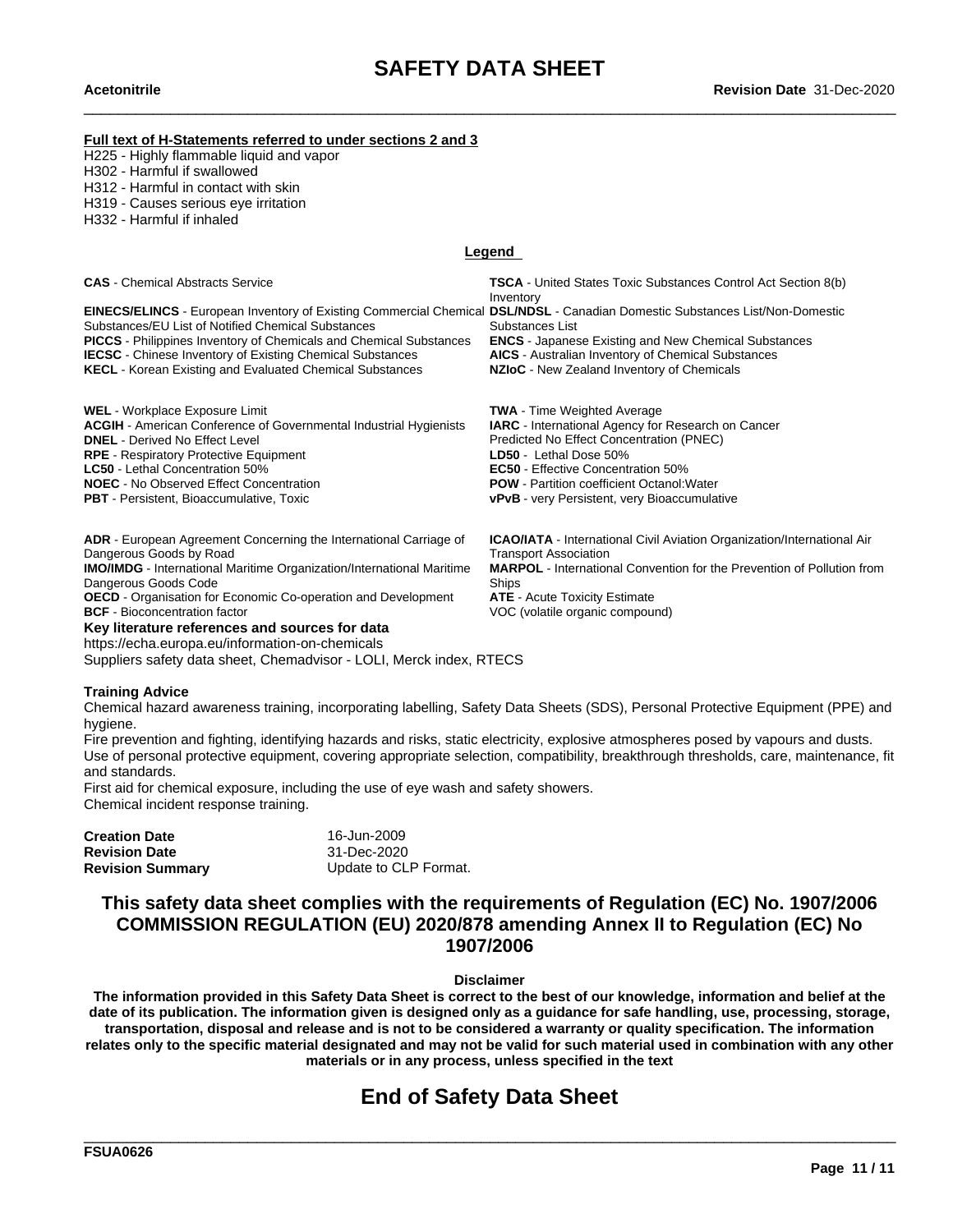**Full text of H-Statements referred to under sections 2 and 3**

H225 - Highly flammable liquid and vapor
H302 - Harmful if swallowed
H312 - Harmful in contact with skin
H319 - Causes serious eye irritation
H332 - Harmful if inhaled

**Legend**

**CAS** - Chemical Abstracts Service
**EINECS/ELINCS** - European Inventory of Existing Commercial Chemical Substances/EU List of Notified Chemical Substances
**PICCS** - Philippines Inventory of Chemicals and Chemical Substances
**IECSC** - Chinese Inventory of Existing Chemical Substances
**KECL** - Korean Existing and Evaluated Chemical Substances

**TSCA** - United States Toxic Substances Control Act Section 8(b) Inventory
**DSL/NDSL** - Canadian Domestic Substances List/Non-Domestic Substances List
**ENCS** - Japanese Existing and New Chemical Substances
**AICS** - Australian Inventory of Chemical Substances
**NZIoC** - New Zealand Inventory of Chemicals

**WEL** - Workplace Exposure Limit
**ACGIH** - American Conference of Governmental Industrial Hygienists
**DNEL** - Derived No Effect Level
**RPE** - Respiratory Protective Equipment
**LC50** - Lethal Concentration 50%
**NOEC** - No Observed Effect Concentration
**PBT** - Persistent, Bioaccumulative, Toxic

**TWA** - Time Weighted Average
**IARC** - International Agency for Research on Cancer
Predicted No Effect Concentration (PNEC)
**LD50** - Lethal Dose 50%
**EC50** - Effective Concentration 50%
**POW** - Partition coefficient Octanol:Water
**vPvB** - very Persistent, very Bioaccumulative

**ADR** - European Agreement Concerning the International Carriage of Dangerous Goods by Road
**IMO/IMDG** - International Maritime Organization/International Maritime Dangerous Goods Code
**OECD** - Organisation for Economic Co-operation and Development
**BCF** - Bioconcentration factor

**ICAO/IATA** - International Civil Aviation Organization/International Air Transport Association
**MARPOL** - International Convention for the Prevention of Pollution from Ships
**ATE** - Acute Toxicity Estimate
VOC (volatile organic compound)

**Key literature references and sources for data**
https://echa.europa.eu/information-on-chemicals
Suppliers safety data sheet, Chemadvisor - LOLI, Merck index, RTECS

**Training Advice**

Chemical hazard awareness training, incorporating labelling, Safety Data Sheets (SDS), Personal Protective Equipment (PPE) and hygiene.
Fire prevention and fighting, identifying hazards and risks, static electricity, explosive atmospheres posed by vapours and dusts.
Use of personal protective equipment, covering appropriate selection, compatibility, breakthrough thresholds, care, maintenance, fit and standards.
First aid for chemical exposure, including the use of eye wash and safety showers.
Chemical incident response training.

| | |
|---|---|
| **Creation Date** | 16-Jun-2009 |
| **Revision Date** | 31-Dec-2020 |
| **Revision Summary** | Update to CLP Format. |

## This safety data sheet complies with the requirements of Regulation (EC) No. 1907/2006 COMMISSION REGULATION (EU) 2020/878 amending Annex II to Regulation (EC) No 1907/2006

**Disclaimer**

**The information provided in this Safety Data Sheet is correct to the best of our knowledge, information and belief at the date of its publication. The information given is designed only as a guidance for safe handling, use, processing, storage, transportation, disposal and release and is not to be considered a warranty or quality specification. The information relates only to the specific material designated and may not be valid for such material used in combination with any other materials or in any process, unless specified in the text**

# End of Safety Data Sheet